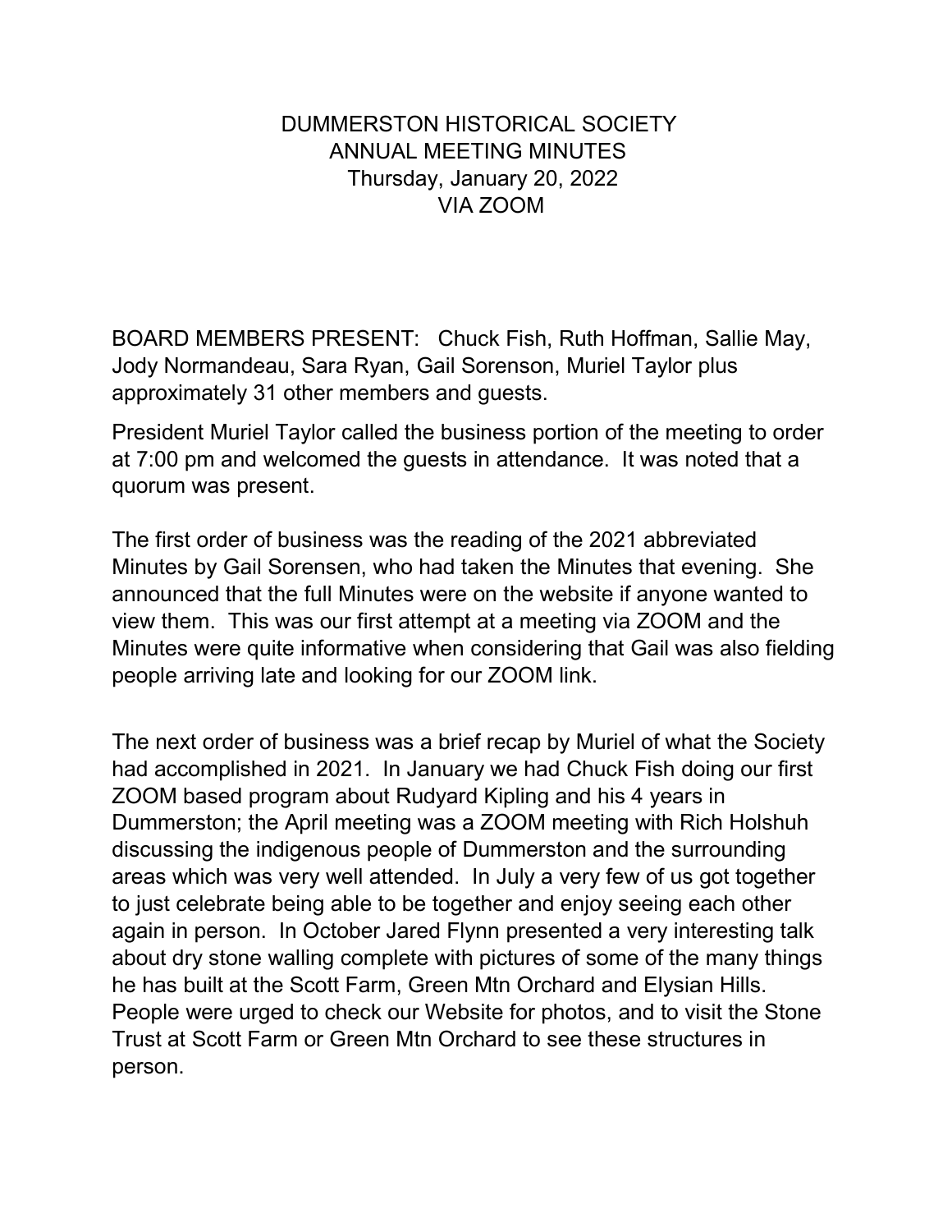# DUMMERSTON HISTORICAL SOCIETY
## ANNUAL MEETING MINUTES
### Thursday, January 20, 2022
### VIA ZOOM

BOARD MEMBERS PRESENT: Chuck Fish, Ruth Hoffman, Sallie May, Jody Normandeau, Sara Ryan, Gail Sorenson, Muriel Taylor plus approximately 31 other members and guests.

President Muriel Taylor called the business portion of the meeting to order at 7:00 pm and welcomed the guests in attendance. It was noted that a quorum was present.

The first order of business was the reading of the 2021 abbreviated Minutes by Gail Sorensen, who had taken the Minutes that evening. She announced that the full Minutes were on the website if anyone wanted to view them. This was our first attempt at a meeting via ZOOM and the Minutes were quite informative when considering that Gail was also fielding people arriving late and looking for our ZOOM link.

The next order of business was a brief recap by Muriel of what the Society had accomplished in 2021. In January we had Chuck Fish doing our first ZOOM based program about Rudyard Kipling and his 4 years in Dummerston; the April meeting was a ZOOM meeting with Rich Holshuh discussing the indigenous people of Dummerston and the surrounding areas which was very well attended. In July a very few of us got together to just celebrate being able to be together and enjoy seeing each other again in person. In October Jared Flynn presented a very interesting talk about dry stone walling complete with pictures of some of the many things he has built at the Scott Farm, Green Mtn Orchard and Elysian Hills. People were urged to check our Website for photos, and to visit the Stone Trust at Scott Farm or Green Mtn Orchard to see these structures in person.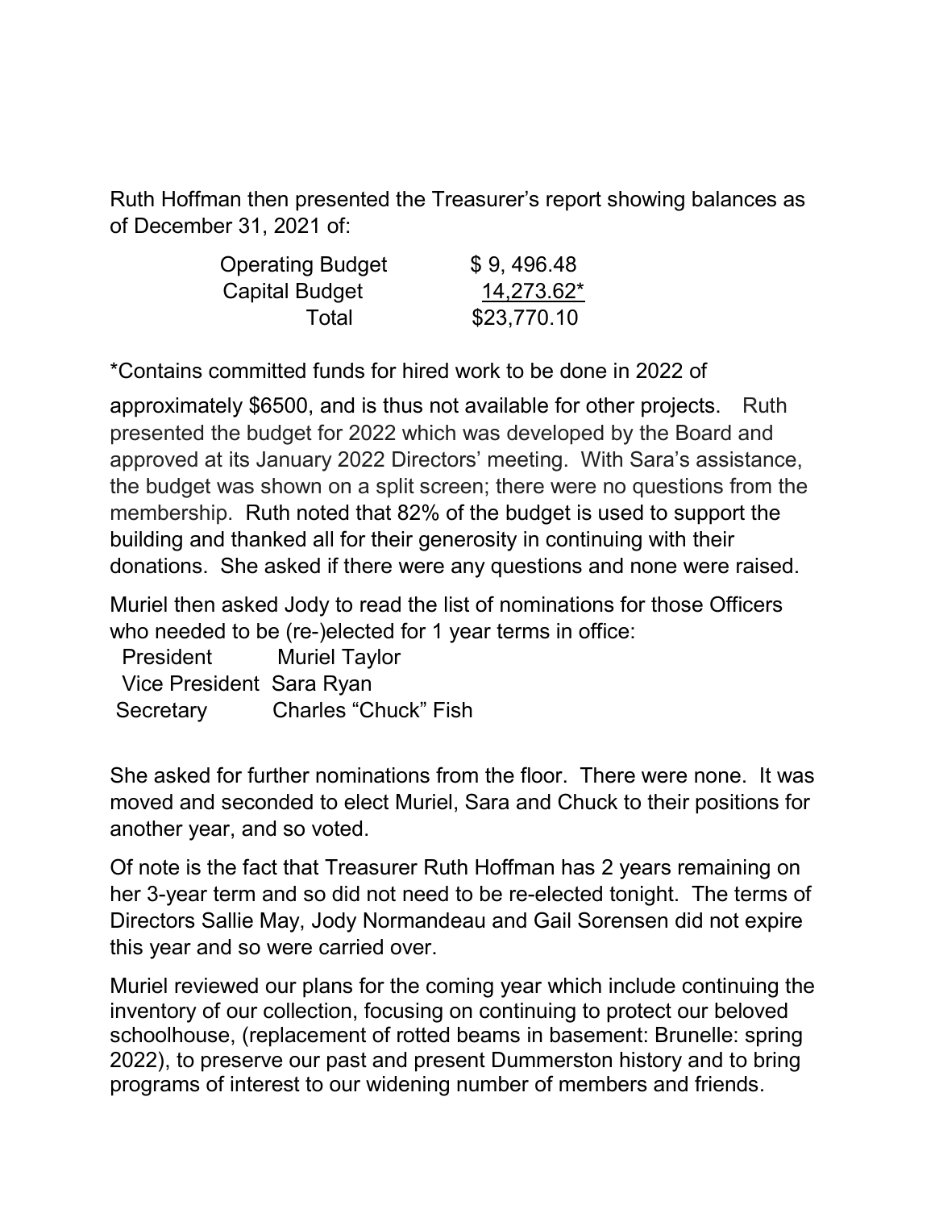Ruth Hoffman then presented the Treasurer's report showing balances as of December 31, 2021 of:

| | |
|---|---|
| Operating Budget | $ 9, 496.48 |
| Capital Budget | 14,273.62* |
| Total | $23,770.10 |

*Contains committed funds for hired work to be done in 2022 of approximately $6500, and is thus not available for other projects. Ruth presented the budget for 2022 which was developed by the Board and approved at its January 2022 Directors' meeting. With Sara's assistance, the budget was shown on a split screen; there were no questions from the membership. Ruth noted that 82% of the budget is used to support the building and thanked all for their generosity in continuing with their donations. She asked if there were any questions and none were raised.

Muriel then asked Jody to read the list of nominations for those Officers who needed to be (re-)elected for 1 year terms in office:

| | |
|---|---|
| President | Muriel Taylor |
| Vice President | Sara Ryan |
| Secretary | Charles "Chuck" Fish |

She asked for further nominations from the floor. There were none. It was moved and seconded to elect Muriel, Sara and Chuck to their positions for another year, and so voted.

Of note is the fact that Treasurer Ruth Hoffman has 2 years remaining on her 3-year term and so did not need to be re-elected tonight. The terms of Directors Sallie May, Jody Normandeau and Gail Sorensen did not expire this year and so were carried over.

Muriel reviewed our plans for the coming year which include continuing the inventory of our collection, focusing on continuing to protect our beloved schoolhouse, (replacement of rotted beams in basement: Brunelle: spring 2022), to preserve our past and present Dummerston history and to bring programs of interest to our widening number of members and friends.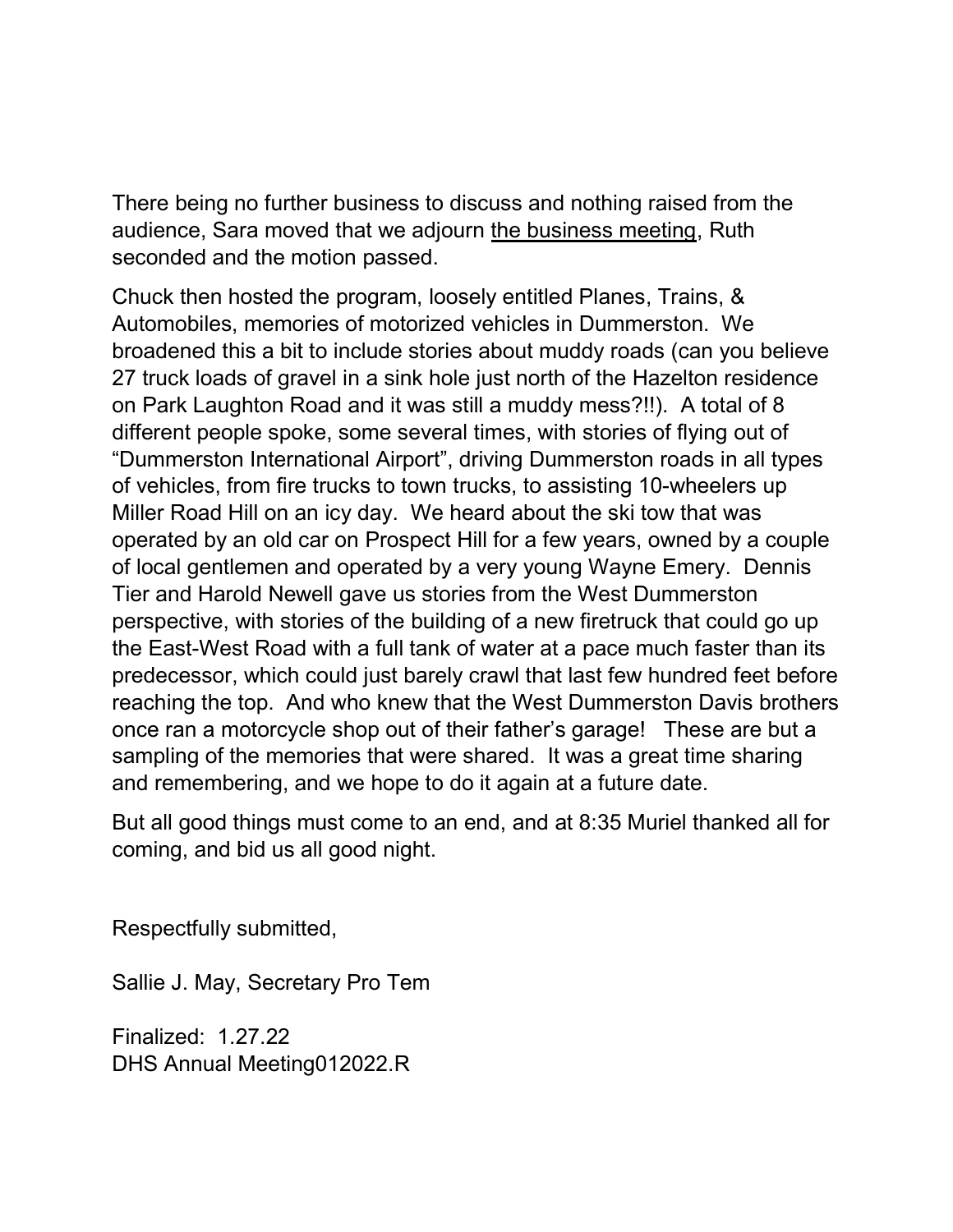There being no further business to discuss and nothing raised from the audience, Sara moved that we adjourn <u>the business meeting</u>, Ruth seconded and the motion passed.

Chuck then hosted the program, loosely entitled Planes, Trains, & Automobiles, memories of motorized vehicles in Dummerston. We broadened this a bit to include stories about muddy roads (can you believe 27 truck loads of gravel in a sink hole just north of the Hazelton residence on Park Laughton Road and it was still a muddy mess?!!). A total of 8 different people spoke, some several times, with stories of flying out of "Dummerston International Airport", driving Dummerston roads in all types of vehicles, from fire trucks to town trucks, to assisting 10-wheelers up Miller Road Hill on an icy day. We heard about the ski tow that was operated by an old car on Prospect Hill for a few years, owned by a couple of local gentlemen and operated by a very young Wayne Emery. Dennis Tier and Harold Newell gave us stories from the West Dummerston perspective, with stories of the building of a new firetruck that could go up the East-West Road with a full tank of water at a pace much faster than its predecessor, which could just barely crawl that last few hundred feet before reaching the top. And who knew that the West Dummerston Davis brothers once ran a motorcycle shop out of their father's garage! These are but a sampling of the memories that were shared. It was a great time sharing and remembering, and we hope to do it again at a future date.

But all good things must come to an end, and at 8:35 Muriel thanked all for coming, and bid us all good night.

Respectfully submitted,

Sallie J. May, Secretary Pro Tem

Finalized: 1.27.22
DHS Annual Meeting012022.R